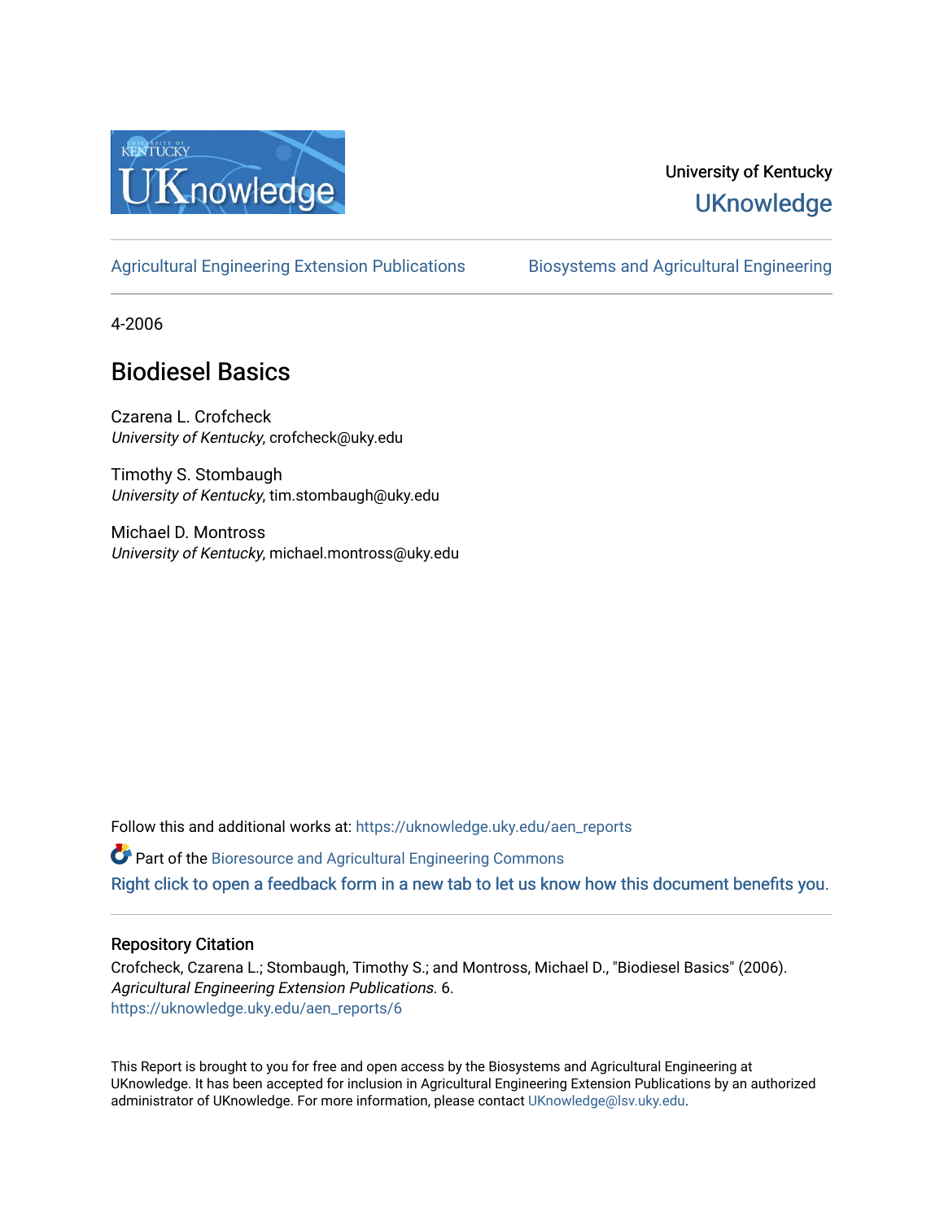University of Kentucky
**UKnowledge**

Agricultural Engineering Extension Publications | Biosystems and Agricultural Engineering

4-2006

# Biodiesel Basics

Czarena L. Crofcheck
*University of Kentucky*, crofcheck@uky.edu

Timothy S. Stombaugh
*University of Kentucky*, tim.stombaugh@uky.edu

Michael D. Montross
*University of Kentucky*, michael.montross@uky.edu

Follow this and additional works at: https://uknowledge.uky.edu/aen_reports

Part of the Bioresource and Agricultural Engineering Commons

Right click to open a feedback form in a new tab to let us know how this document benefits you.

## Repository Citation

Crofcheck, Czarena L.; Stombaugh, Timothy S.; and Montross, Michael D., "Biodiesel Basics" (2006). *Agricultural Engineering Extension Publications*. 6.
https://uknowledge.uky.edu/aen_reports/6

This Report is brought to you for free and open access by the Biosystems and Agricultural Engineering at UKnowledge. It has been accepted for inclusion in Agricultural Engineering Extension Publications by an authorized administrator of UKnowledge. For more information, please contact UKnowledge@lsv.uky.edu.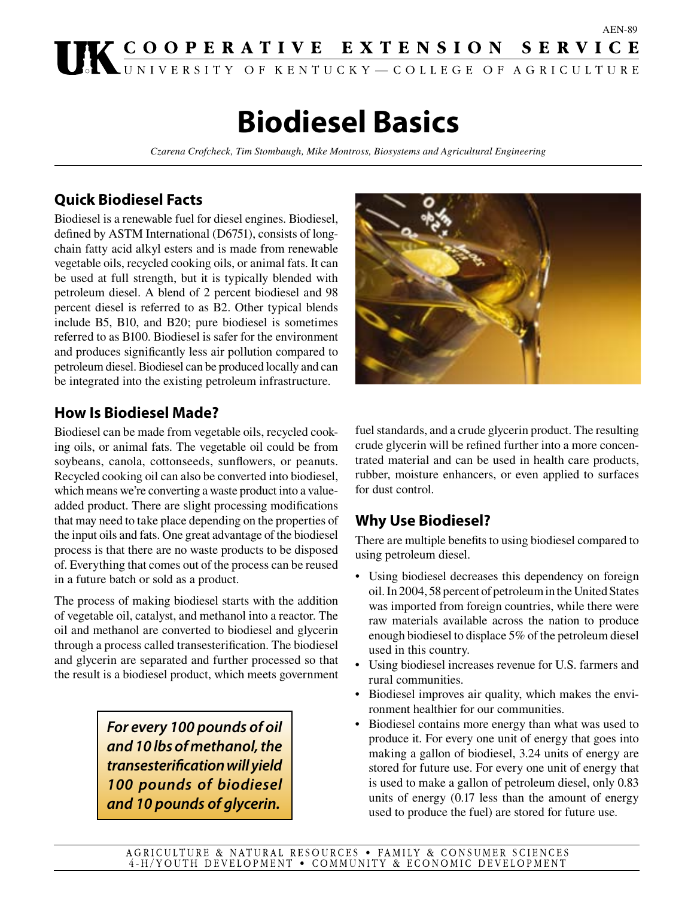# Biodiesel Basics

*Czarena Crofcheck, Tim Stombaugh, Mike Montross, Biosystems and Agricultural Engineering*

## Quick Biodiesel Facts

Biodiesel is a renewable fuel for diesel engines. Biodiesel, defined by ASTM International (D6751), consists of long-chain fatty acid alkyl esters and is made from renewable vegetable oils, recycled cooking oils, or animal fats. It can be used at full strength, but it is typically blended with petroleum diesel. A blend of 2 percent biodiesel and 98 percent diesel is referred to as B2. Other typical blends include B5, B10, and B20; pure biodiesel is sometimes referred to as B100. Biodiesel is safer for the environment and produces significantly less air pollution compared to petroleum diesel. Biodiesel can be produced locally and can be integrated into the existing petroleum infrastructure.

## How Is Biodiesel Made?

Biodiesel can be made from vegetable oils, recycled cooking oils, or animal fats. The vegetable oil could be from soybeans, canola, cottonseeds, sunflowers, or peanuts. Recycled cooking oil can also be converted into biodiesel, which means we're converting a waste product into a value-added product. There are slight processing modifications that may need to take place depending on the properties of the input oils and fats. One great advantage of the biodiesel process is that there are no waste products to be disposed of. Everything that comes out of the process can be reused in a future batch or sold as a product.

The process of making biodiesel starts with the addition of vegetable oil, catalyst, and methanol into a reactor. The oil and methanol are converted to biodiesel and glycerin through a process called transesterification. The biodiesel and glycerin are separated and further processed so that the result is a biodiesel product, which meets government fuel standards, and a crude glycerin product. The resulting crude glycerin will be refined further into a more concentrated material and can be used in health care products, rubber, moisture enhancers, or even applied to surfaces for dust control.

> ***For every 100 pounds of oil and 10 lbs of methanol, the transesterification will yield 100 pounds of biodiesel and 10 pounds of glycerin.***

## Why Use Biodiesel?

There are multiple benefits to using biodiesel compared to using petroleum diesel.

- Using biodiesel decreases this dependency on foreign oil. In 2004, 58 percent of petroleum in the United States was imported from foreign countries, while there were raw materials available across the nation to produce enough biodiesel to displace 5% of the petroleum diesel used in this country.
- Using biodiesel increases revenue for U.S. farmers and rural communities.
- Biodiesel improves air quality, which makes the environment healthier for our communities.
- Biodiesel contains more energy than what was used to produce it. For every one unit of energy that goes into making a gallon of biodiesel, 3.24 units of energy are stored for future use. For every one unit of energy that is used to make a gallon of petroleum diesel, only 0.83 units of energy (0.17 less than the amount of energy used to produce the fuel) are stored for future use.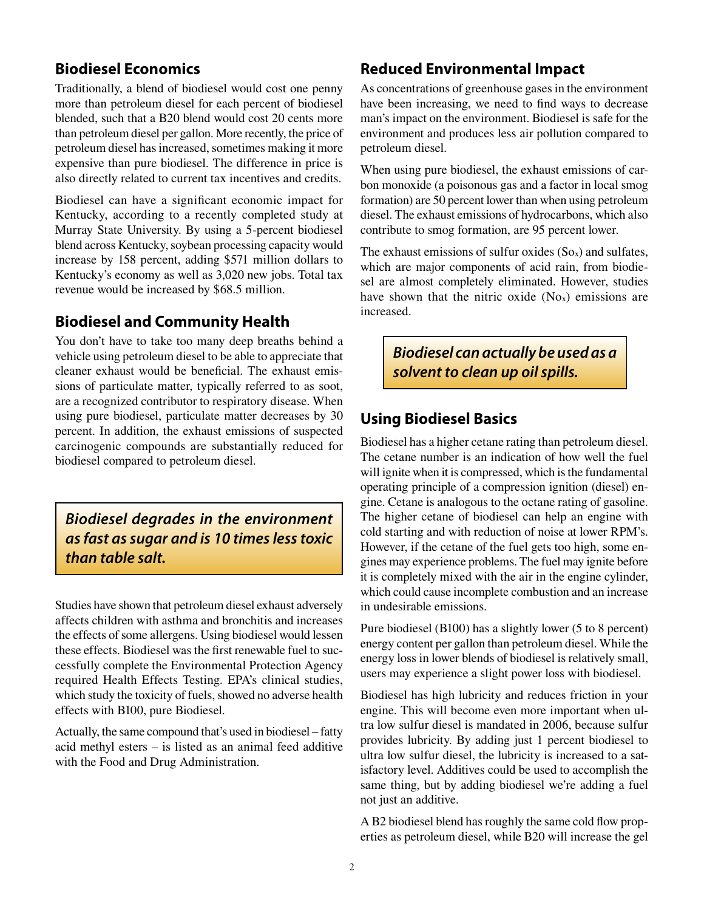## Biodiesel Economics

Traditionally, a blend of biodiesel would cost one penny more than petroleum diesel for each percent of biodiesel blended, such that a B20 blend would cost 20 cents more than petroleum diesel per gallon. More recently, the price of petroleum diesel has increased, sometimes making it more expensive than pure biodiesel. The difference in price is also directly related to current tax incentives and credits.

Biodiesel can have a significant economic impact for Kentucky, according to a recently completed study at Murray State University. By using a 5-percent biodiesel blend across Kentucky, soybean processing capacity would increase by 158 percent, adding $571 million dollars to Kentucky's economy as well as 3,020 new jobs. Total tax revenue would be increased by $68.5 million.

## Biodiesel and Community Health

You don't have to take too many deep breaths behind a vehicle using petroleum diesel to be able to appreciate that cleaner exhaust would be beneficial. The exhaust emissions of particulate matter, typically referred to as soot, are a recognized contributor to respiratory disease. When using pure biodiesel, particulate matter decreases by 30 percent. In addition, the exhaust emissions of suspected carcinogenic compounds are substantially reduced for biodiesel compared to petroleum diesel.

***Biodiesel degrades in the environment as fast as sugar and is 10 times less toxic than table salt.***

Studies have shown that petroleum diesel exhaust adversely affects children with asthma and bronchitis and increases the effects of some allergens. Using biodiesel would lessen these effects. Biodiesel was the first renewable fuel to successfully complete the Environmental Protection Agency required Health Effects Testing. EPA's clinical studies, which study the toxicity of fuels, showed no adverse health effects with B100, pure Biodiesel.

Actually, the same compound that's used in biodiesel – fatty acid methyl esters – is listed as an animal feed additive with the Food and Drug Administration.

## Reduced Environmental Impact

As concentrations of greenhouse gases in the environment have been increasing, we need to find ways to decrease man's impact on the environment. Biodiesel is safe for the environment and produces less air pollution compared to petroleum diesel.

When using pure biodiesel, the exhaust emissions of carbon monoxide (a poisonous gas and a factor in local smog formation) are 50 percent lower than when using petroleum diesel. The exhaust emissions of hydrocarbons, which also contribute to smog formation, are 95 percent lower.

The exhaust emissions of sulfur oxides ($So_x$) and sulfates, which are major components of acid rain, from biodiesel are almost completely eliminated. However, studies have shown that the nitric oxide ($No_x$) emissions are increased.

***Biodiesel can actually be used as a solvent to clean up oil spills.***

## Using Biodiesel Basics

Biodiesel has a higher cetane rating than petroleum diesel. The cetane number is an indication of how well the fuel will ignite when it is compressed, which is the fundamental operating principle of a compression ignition (diesel) engine. Cetane is analogous to the octane rating of gasoline. The higher cetane of biodiesel can help an engine with cold starting and with reduction of noise at lower RPM's. However, if the cetane of the fuel gets too high, some engines may experience problems. The fuel may ignite before it is completely mixed with the air in the engine cylinder, which could cause incomplete combustion and an increase in undesirable emissions.

Pure biodiesel (B100) has a slightly lower (5 to 8 percent) energy content per gallon than petroleum diesel. While the energy loss in lower blends of biodiesel is relatively small, users may experience a slight power loss with biodiesel.

Biodiesel has high lubricity and reduces friction in your engine. This will become even more important when ultra low sulfur diesel is mandated in 2006, because sulfur provides lubricity. By adding just 1 percent biodiesel to ultra low sulfur diesel, the lubricity is increased to a satisfactory level. Additives could be used to accomplish the same thing, but by adding biodiesel we're adding a fuel not just an additive.

A B2 biodiesel blend has roughly the same cold flow properties as petroleum diesel, while B20 will increase the gel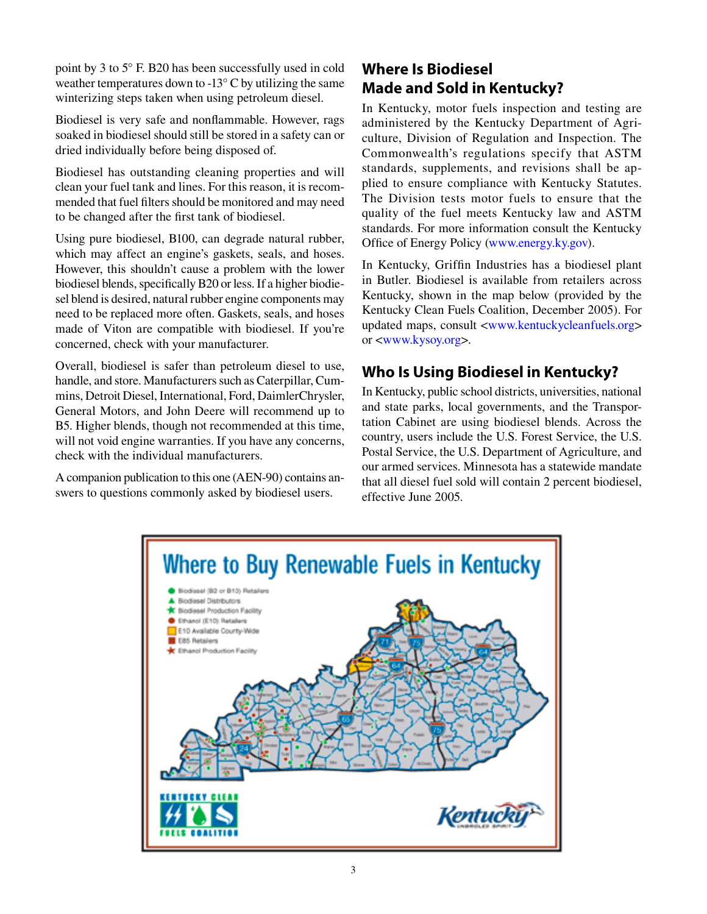point by 3 to 5° F. B20 has been successfully used in cold weather temperatures down to -13° C by utilizing the same winterizing steps taken when using petroleum diesel.

Biodiesel is very safe and nonflammable. However, rags soaked in biodiesel should still be stored in a safety can or dried individually before being disposed of.

Biodiesel has outstanding cleaning properties and will clean your fuel tank and lines. For this reason, it is recommended that fuel filters should be monitored and may need to be changed after the first tank of biodiesel.

Using pure biodiesel, B100, can degrade natural rubber, which may affect an engine's gaskets, seals, and hoses. However, this shouldn't cause a problem with the lower biodiesel blends, specifically B20 or less. If a higher biodiesel blend is desired, natural rubber engine components may need to be replaced more often. Gaskets, seals, and hoses made of Viton are compatible with biodiesel. If you're concerned, check with your manufacturer.

Overall, biodiesel is safer than petroleum diesel to use, handle, and store. Manufacturers such as Caterpillar, Cummins, Detroit Diesel, International, Ford, DaimlerChrysler, General Motors, and John Deere will recommend up to B5. Higher blends, though not recommended at this time, will not void engine warranties. If you have any concerns, check with the individual manufacturers.

A companion publication to this one (AEN-90) contains answers to questions commonly asked by biodiesel users.

## Where Is Biodiesel Made and Sold in Kentucky?

In Kentucky, motor fuels inspection and testing are administered by the Kentucky Department of Agriculture, Division of Regulation and Inspection. The Commonwealth's regulations specify that ASTM standards, supplements, and revisions shall be applied to ensure compliance with Kentucky Statutes. The Division tests motor fuels to ensure that the quality of the fuel meets Kentucky law and ASTM standards. For more information consult the Kentucky Office of Energy Policy (www.energy.ky.gov).

In Kentucky, Griffin Industries has a biodiesel plant in Butler. Biodiesel is available from retailers across Kentucky, shown in the map below (provided by the Kentucky Clean Fuels Coalition, December 2005). For updated maps, consult <www.kentuckycleanfuels.org> or <www.kysoy.org>.

## Who Is Using Biodiesel in Kentucky?

In Kentucky, public school districts, universities, national and state parks, local governments, and the Transportation Cabinet are using biodiesel blends. Across the country, users include the U.S. Forest Service, the U.S. Postal Service, the U.S. Department of Agriculture, and our armed services. Minnesota has a statewide mandate that all diesel fuel sold will contain 2 percent biodiesel, effective June 2005.

**Where to Buy Renewable Fuels in Kentucky**

- Biodiesel (B2 or B10) Retailers
- Biodiesel Distributors
- Biodiesel Production Facility
- Ethanol (E10) Retailers
- E10 Available County-Wide
- E85 Retailers
- Ethanol Production Facility

KENTUCKY CLEAN FUELS COALITION

Kentucky UNBRIDLED SPIRIT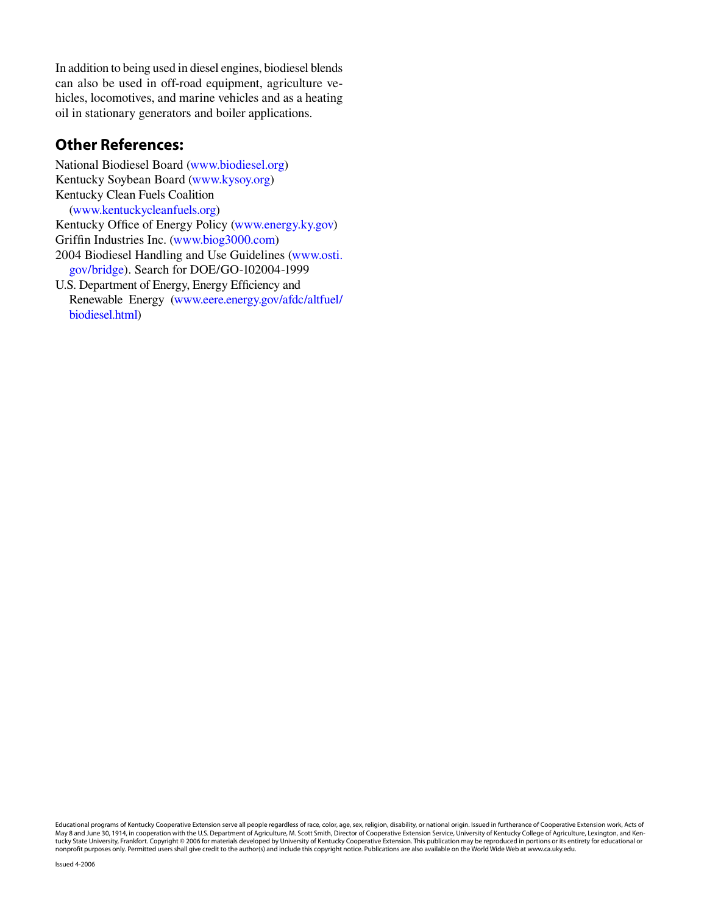In addition to being used in diesel engines, biodiesel blends can also be used in off-road equipment, agriculture vehicles, locomotives, and marine vehicles and as a heating oil in stationary generators and boiler applications.

## Other References:

National Biodiesel Board (www.biodiesel.org)
Kentucky Soybean Board (www.kysoy.org)
Kentucky Clean Fuels Coalition (www.kentuckycleanfuels.org)
Kentucky Office of Energy Policy (www.energy.ky.gov)
Griffin Industries Inc. (www.biog3000.com)
2004 Biodiesel Handling and Use Guidelines (www.osti.gov/bridge). Search for DOE/GO-102004-1999
U.S. Department of Energy, Energy Efficiency and Renewable Energy (www.eere.energy.gov/afdc/altfuel/biodiesel.html)

Educational programs of Kentucky Cooperative Extension serve all people regardless of race, color, age, sex, religion, disability, or national origin. Issued in furtherance of Cooperative Extension work, Acts of May 8 and June 30, 1914, in cooperation with the U.S. Department of Agriculture, M. Scott Smith, Director of Cooperative Extension Service, University of Kentucky College of Agriculture, Lexington, and Kentucky State University, Frankfort. Copyright © 2006 for materials developed by University of Kentucky Cooperative Extension. This publication may be reproduced in portions or its entirety for educational or nonprofit purposes only. Permitted users shall give credit to the author(s) and include this copyright notice. Publications are also available on the World Wide Web at www.ca.uky.edu.

Issued 4-2006